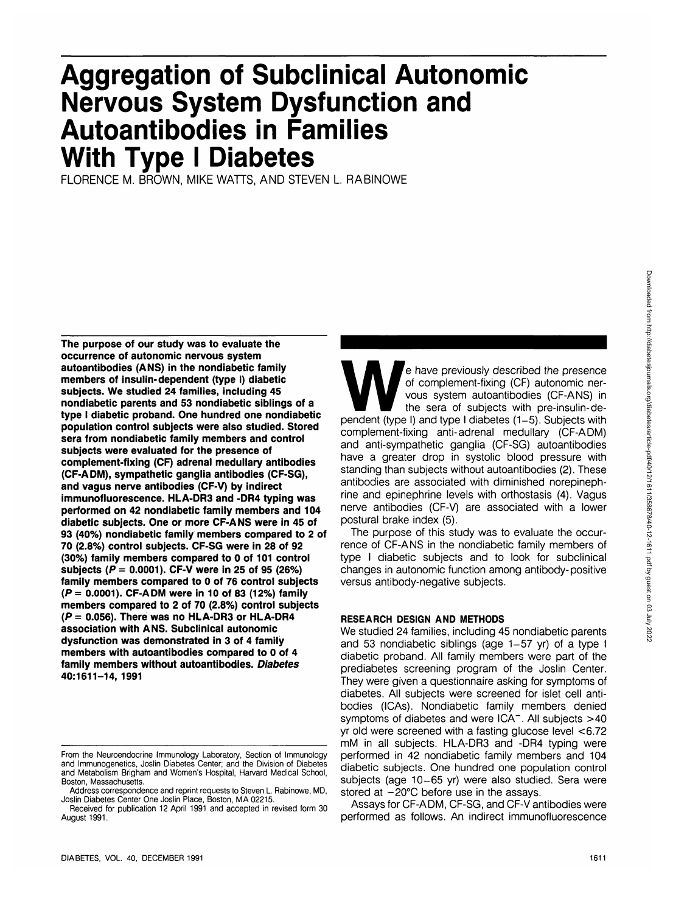# Aggregation of Subclinical Autonomic Nervous System Dysfunction and Autoantibodies in Families With Type I Diabetes

FLORENCE M. BROWN, MIKE WATTS, AND STEVEN L. RABINOWE

**The purpose of our study was to evaluate the occurrence of autonomic nervous system autoantibodies (ANS) in the nondiabetic family members of insulin-dependent (type I) diabetic subjects. We studied 24 families, including 45 nondiabetic parents and 53 nondiabetic siblings of a type I diabetic proband. One hundred one nondiabetic population control subjects were also studied. Stored sera from nondiabetic family members and control subjects were evaluated for the presence of complement-fixing (CF) adrenal medullary antibodies (CF-ADM), sympathetic ganglia antibodies (CF-SG), and vagus nerve antibodies (CF-V) by indirect immunofluorescence. HLA-DR3 and -DR4 typing was performed on 42 nondiabetic family members and 104 diabetic subjects. One or more CF-ANS were in 45 of 93 (40%) nondiabetic family members compared to 2 of 70 (2.8%) control subjects. CF-SG were in 28 of 92 (30%) family members compared to 0 of 101 control subjects ($P = 0.0001$). CF-V were in 25 of 95 (26%) family members compared to 0 of 76 control subjects ($P = 0.0001$). CF-ADM were in 10 of 83 (12%) family members compared to 2 of 70 (2.8%) control subjects ($P = 0.056$). There was no HLA-DR3 or HLA-DR4 association with ANS. Subclinical autonomic dysfunction was demonstrated in 3 of 4 family members with autoantibodies compared to 0 of 4 family members without autoantibodies. *Diabetes* 40:1611–14, 1991**

We have previously described the presence of complement-fixing (CF) autonomic nervous system autoantibodies (CF-ANS) in the sera of subjects with pre-insulin-dependent (type I) and type I diabetes (1–5). Subjects with complement-fixing anti-adrenal medullary (CF-ADM) and anti-sympathetic ganglia (CF-SG) autoantibodies have a greater drop in systolic blood pressure with standing than subjects without autoantibodies (2). These antibodies are associated with diminished norepinephrine and epinephrine levels with orthostasis (4). Vagus nerve antibodies (CF-V) are associated with a lower postural brake index (5).

The purpose of this study was to evaluate the occurrence of CF-ANS in the nondiabetic family members of type I diabetic subjects and to look for subclinical changes in autonomic function among antibody-positive versus antibody-negative subjects.

## RESEARCH DESIGN AND METHODS

We studied 24 families, including 45 nondiabetic parents and 53 nondiabetic siblings (age 1–57 yr) of a type I diabetic proband. All family members were part of the prediabetes screening program of the Joslin Center. They were given a questionnaire asking for symptoms of diabetes. All subjects were screened for islet cell antibodies (ICAs). Nondiabetic family members denied symptoms of diabetes and were ICA⁻. All subjects >40 yr old were screened with a fasting glucose level <6.72 mM in all subjects. HLA-DR3 and -DR4 typing were performed in 42 nondiabetic family members and 104 diabetic subjects. One hundred one population control subjects (age 10–65 yr) were also studied. Sera were stored at −20°C before use in the assays.

Assays for CF-ADM, CF-SG, and CF-V antibodies were performed as follows. An indirect immunofluorescence

From the Neuroendocrine Immunology Laboratory, Section of Immunology and Immunogenetics, Joslin Diabetes Center; and the Division of Diabetes and Metabolism Brigham and Women's Hospital, Harvard Medical School, Boston, Massachusetts.

Address correspondence and reprint requests to Steven L. Rabinowe, MD, Joslin Diabetes Center One Joslin Place, Boston, MA 02215.

Received for publication 12 April 1991 and accepted in revised form 30 August 1991.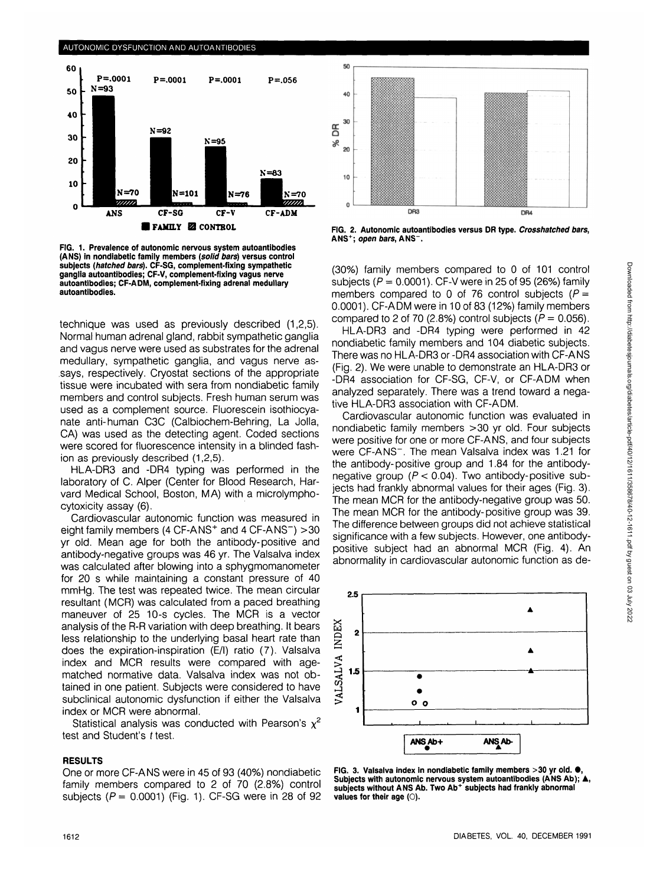60

P=.0001 P=.0001 P=.0001 P=.056

N=93

N=92

N=95

N=83

N=70 N=101 N=76 N=70

ANS CF-SG CF-V CF-ADM

FAMILY CONTROL

**FIG. 1. Prevalence of autonomic nervous system autoantibodies (ANS) in nondiabetic family members (*solid bars*) versus control subjects (*hatched bars*). CF-SG, complement-fixing sympathetic ganglia autoantibodies; CF-V, complement-fixing vagus nerve autoantibodies; CF-ADM, complement-fixing adrenal medullary autoantibodies.**

technique was used as previously described (1,2,5). Normal human adrenal gland, rabbit sympathetic ganglia and vagus nerve were used as substrates for the adrenal medullary, sympathetic ganglia, and vagus nerve assays, respectively. Cryostat sections of the appropriate tissue were incubated with sera from nondiabetic family members and control subjects. Fresh human serum was used as a complement source. Fluorescein isothiocyanate anti-human C3C (Calbiochem-Behring, La Jolla, CA) was used as the detecting agent. Coded sections were scored for fluorescence intensity in a blinded fashion as previously described (1,2,5).

HLA-DR3 and -DR4 typing was performed in the laboratory of C. Alper (Center for Blood Research, Harvard Medical School, Boston, MA) with a microlymphocytoxicity assay (6).

Cardiovascular autonomic function was measured in eight family members (4 CF-ANS$^+$ and 4 CF-ANS$^-$) >30 yr old. Mean age for both the antibody-positive and antibody-negative groups was 46 yr. The Valsalva index was calculated after blowing into a sphygmomanometer for 20 s while maintaining a constant pressure of 40 mmHg. The test was repeated twice. The mean circular resultant (MCR) was calculated from a paced breathing maneuver of 25 10-s cycles. The MCR is a vector analysis of the R-R variation with deep breathing. It bears less relationship to the underlying basal heart rate than does the expiration-inspiration (E/I) ratio (7). Valsalva index and MCR results were compared with age-matched normative data. Valsalva index was not obtained in one patient. Subjects were considered to have subclinical autonomic dysfunction if either the Valsalva index or MCR were abnormal.

Statistical analysis was conducted with Pearson's $\chi^2$ test and Student's *t* test.

## RESULTS

One or more CF-ANS were in 45 of 93 (40%) nondiabetic family members compared to 2 of 70 (2.8%) control subjects ($P = 0.0001$) (Fig. 1). CF-SG were in 28 of 92 (30%) family members compared to 0 of 101 control subjects ($P = 0.0001$). CF-V were in 25 of 95 (26%) family members compared to 0 of 76 control subjects ($P = 0.0001$). CF-ADM were in 10 of 83 (12%) family members compared to 2 of 70 (2.8%) control subjects ($P = 0.056$).

HLA-DR3 and -DR4 typing were performed in 42 nondiabetic family members and 104 diabetic subjects. There was no HLA-DR3 or -DR4 association with CF-ANS (Fig. 2). We were unable to demonstrate an HLA-DR3 or -DR4 association for CF-SG, CF-V, or CF-ADM when analyzed separately. There was a trend toward a negative HLA-DR3 association with CF-ADM.

Cardiovascular autonomic function was evaluated in nondiabetic family members >30 yr old. Four subjects were positive for one or more CF-ANS, and four subjects were CF-ANS$^-$. The mean Valsalva index was 1.21 for the antibody-positive group and 1.84 for the antibody-negative group ($P < 0.04$). Two antibody-positive subjects had frankly abnormal values for their ages (Fig. 3). The mean MCR for the antibody-negative group was 50. The mean MCR for the antibody-positive group was 39. The difference between groups did not achieve statistical significance with a few subjects. However, one antibody-positive subject had an abnormal MCR (Fig. 4). An abnormality in cardiovascular autonomic function as de-

% DR

DR3 DR4

**FIG. 2. Autonomic autoantibodies versus DR type. *Crosshatched bars*, ANS$^+$; *open bars*, ANS$^-$.**

VALSALVA INDEX

ANS Ab+ ANS Ab-

**FIG. 3. Valsalva index in nondiabetic family members >30 yr old. ●, Subjects with autonomic nervous system autoantibodies (ANS Ab); ▲, subjects without ANS Ab. Two Ab$^+$ subjects had frankly abnormal values for their age (○).**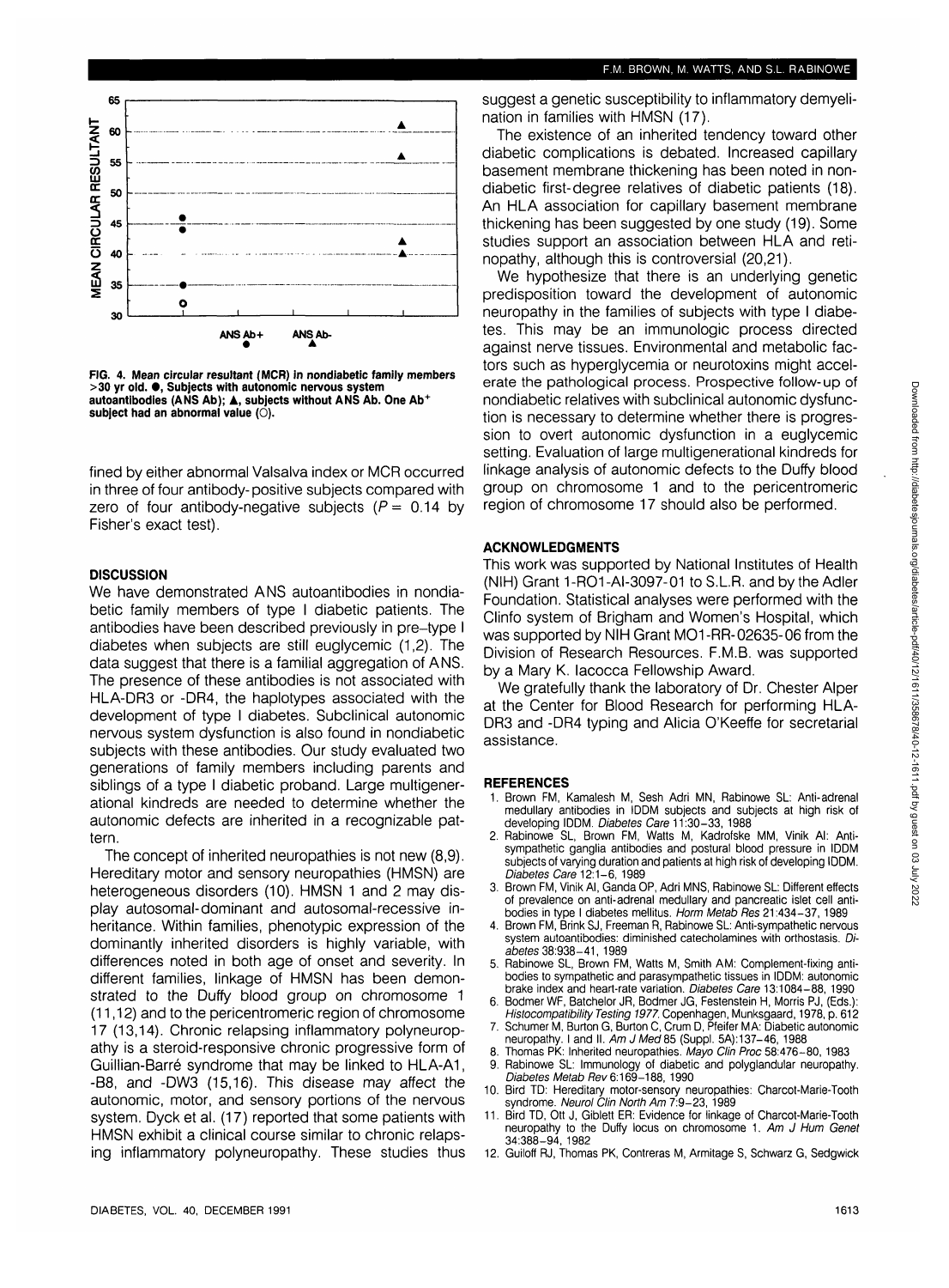65

60

55

50

45

40

35

30

MEAN CIRCULAR RESULTANT

ANS Ab+ ANS Ab-

**FIG. 4. Mean circular resultant (MCR) in nondiabetic family members >30 yr old. ●, Subjects with autonomic nervous system autoantibodies (ANS Ab); ▲, subjects without ANS Ab. One Ab+ subject had an abnormal value (○).**

fined by either abnormal Valsalva index or MCR occurred in three of four antibody-positive subjects compared with zero of four antibody-negative subjects ($P = 0.14$ by Fisher's exact test).

## DISCUSSION

We have demonstrated ANS autoantibodies in nondiabetic family members of type I diabetic patients. The antibodies have been described previously in pre–type I diabetes when subjects are still euglycemic (1,2). The data suggest that there is a familial aggregation of ANS. The presence of these antibodies is not associated with HLA-DR3 or -DR4, the haplotypes associated with the development of type I diabetes. Subclinical autonomic nervous system dysfunction is also found in nondiabetic subjects with these antibodies. Our study evaluated two generations of family members including parents and siblings of a type I diabetic proband. Large multigenerational kindreds are needed to determine whether the autonomic defects are inherited in a recognizable pattern.

The concept of inherited neuropathies is not new (8,9). Hereditary motor and sensory neuropathies (HMSN) are heterogeneous disorders (10). HMSN 1 and 2 may display autosomal-dominant and autosomal-recessive inheritance. Within families, phenotypic expression of the dominantly inherited disorders is highly variable, with differences noted in both age of onset and severity. In different families, linkage of HMSN has been demonstrated to the Duffy blood group on chromosome 1 (11,12) and to the pericentromeric region of chromosome 17 (13,14). Chronic relapsing inflammatory polyneuropathy is a steroid-responsive chronic progressive form of Guillian-Barré syndrome that may be linked to HLA-A1, -B8, and -DW3 (15,16). This disease may affect the autonomic, motor, and sensory portions of the nervous system. Dyck et al. (17) reported that some patients with HMSN exhibit a clinical course similar to chronic relapsing inflammatory polyneuropathy. These studies thus suggest a genetic susceptibility to inflammatory demyelination in families with HMSN (17).

The existence of an inherited tendency toward other diabetic complications is debated. Increased capillary basement membrane thickening has been noted in nondiabetic first-degree relatives of diabetic patients (18). An HLA association for capillary basement membrane thickening has been suggested by one study (19). Some studies support an association between HLA and retinopathy, although this is controversial (20,21).

We hypothesize that there is an underlying genetic predisposition toward the development of autonomic neuropathy in the families of subjects with type I diabetes. This may be an immunologic process directed against nerve tissues. Environmental and metabolic factors such as hyperglycemia or neurotoxins might accelerate the pathological process. Prospective follow-up of nondiabetic relatives with subclinical autonomic dysfunction is necessary to determine whether there is progression to overt autonomic dysfunction in a euglycemic setting. Evaluation of large multigenerational kindreds for linkage analysis of autonomic defects to the Duffy blood group on chromosome 1 and to the pericentromeric region of chromosome 17 should also be performed.

## ACKNOWLEDGMENTS

This work was supported by National Institutes of Health (NIH) Grant 1-RO1-AI-3097-01 to S.L.R. and by the Adler Foundation. Statistical analyses were performed with the Clinfo system of Brigham and Women's Hospital, which was supported by NIH Grant MO1-RR-02635-06 from the Division of Research Resources. F.M.B. was supported by a Mary K. Iacocca Fellowship Award.

We gratefully thank the laboratory of Dr. Chester Alper at the Center for Blood Research for performing HLA-DR3 and -DR4 typing and Alicia O'Keeffe for secretarial assistance.

## REFERENCES

1. Brown FM, Kamalesh M, Sesh Adri MN, Rabinowe SL: Anti-adrenal medullary antibodies in IDDM subjects and subjects at high risk of developing IDDM. *Diabetes Care* 11:30–33, 1988
2. Rabinowe SL, Brown FM, Watts M, Kadrofske MM, Vinik AI: Anti-sympathetic ganglia antibodies and postural blood pressure in IDDM subjects of varying duration and patients at high risk of developing IDDM. *Diabetes Care* 12:1–6, 1989
3. Brown FM, Vinik AI, Ganda OP, Adri MNS, Rabinowe SL: Different effects of prevalence on anti-adrenal medullary and pancreatic islet cell antibodies in type I diabetes mellitus. *Horm Metab Res* 21:434–37, 1989
4. Brown FM, Brink SJ, Freeman R, Rabinowe SL: Anti-sympathetic nervous system autoantibodies: diminished catecholamines with orthostasis. *Diabetes* 38:938–41, 1989
5. Rabinowe SL, Brown FM, Watts M, Smith AM: Complement-fixing antibodies to sympathetic and parasympathetic tissues in IDDM: autonomic brake index and heart-rate variation. *Diabetes Care* 13:1084–88, 1990
6. Bodmer WF, Batchelor JR, Bodmer JG, Festenstein H, Morris PJ, (Eds.): *Histocompatibility Testing 1977.* Copenhagen, Munksgaard, 1978, p. 612
7. Schumer M, Burton G, Burton C, Crum D, Pfeifer MA: Diabetic autonomic neuropathy. I and II. *Am J Med* 85 (Suppl. 5A):137–46, 1988
8. Thomas PK: Inherited neuropathies. *Mayo Clin Proc* 58:476–80, 1983
9. Rabinowe SL: Immunology of diabetic and polyglandular neuropathy. *Diabetes Metab Rev* 6:169–188, 1990
10. Bird TD: Hereditary motor-sensory neuropathies: Charcot-Marie-Tooth syndrome. *Neurol Clin North Am* 7:9–23, 1989
11. Bird TD, Ott J, Giblett ER: Evidence for linkage of Charcot-Marie-Tooth neuropathy to the Duffy locus on chromosome 1. *Am J Hum Genet* 34:388–94, 1982
12. Guiloff RJ, Thomas PK, Contreras M, Armitage S, Schwarz G, Sedgwick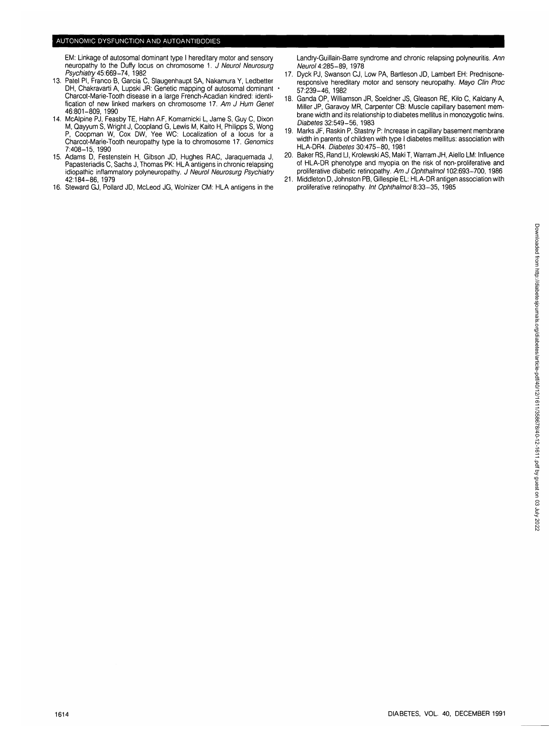EM: Linkage of autosomal dominant type I hereditary motor and sensory neuropathy to the Duffy locus on chromosome 1. *J Neurol Neurosurg Psychiatry* 45:669–74, 1982

13. Patel PI, Franco B, Garcia C, Slaugenhaupt SA, Nakamura Y, Ledbetter DH, Chakravarti A, Lupski JR: Genetic mapping of autosomal dominant Charcot-Marie-Tooth disease in a large French-Acadian kindred: identification of new linked markers on chromosome 17. *Am J Hum Genet* 46:801–809, 1990
14. McAlpine PJ, Feasby TE, Hahn AF, Komarnicki L, James S, Guy C, Dixon M, Qayyum S, Wright J, Coopland G, Lewis M, Kaito H, Philipps S, Wong P, Coopman W, Cox DW, Yee WC: Localization of a locus for a Charcot-Marie-Tooth neuropathy type Ia to chromosome 17. *Genomics* 7:408–15, 1990
15. Adams D, Festenstein H, Gibson JD, Hughes RAC, Jaraquemada J, Papasteriadis C, Sachs J, Thomas PK: HLA antigens in chronic relapsing idiopathic inflammatory polyneuropathy. *J Neurol Neurosurg Psychiatry* 42:184–86, 1979
16. Steward GJ, Pollard JD, McLeod JG, Wolnizer CM: HLA antigens in the Landry-Guillain-Barre syndrome and chronic relapsing polyneuritis. *Ann Neurol* 4:285–89, 1978
17. Dyck PJ, Swanson CJ, Low PA, Bartleson JD, Lambert EH: Prednisone-responsive hereditary motor and sensory neuropathy. *Mayo Clin Proc* 57:239–46, 1982
18. Ganda OP, Williamson JR, Soeldner JS, Gleason RE, Kilo C, Kaldany A, Miller JP, Garavoy MR, Carpenter CB: Muscle capillary basement membrane width and its relationship to diabetes mellitus in monozygotic twins. *Diabetes* 32:549–56, 1983
19. Marks JF, Raskin P, Stastny P: Increase in capillary basement membrane width in parents of children with type I diabetes mellitus: association with HLA-DR4. *Diabetes* 30:475–80, 1981
20. Baker RS, Rand LI, Krolewski AS, Maki T, Warram JH, Aiello LM: Influence of HLA-DR phenotype and myopia on the risk of non-proliferative and proliferative diabetic retinopathy. *Am J Ophthalmol* 102:693–700, 1986
21. Middleton D, Johnston PB, Gillespie EL: HLA-DR antigen association with proliferative retinopathy. *Int Ophthalmol* 8:33–35, 1985